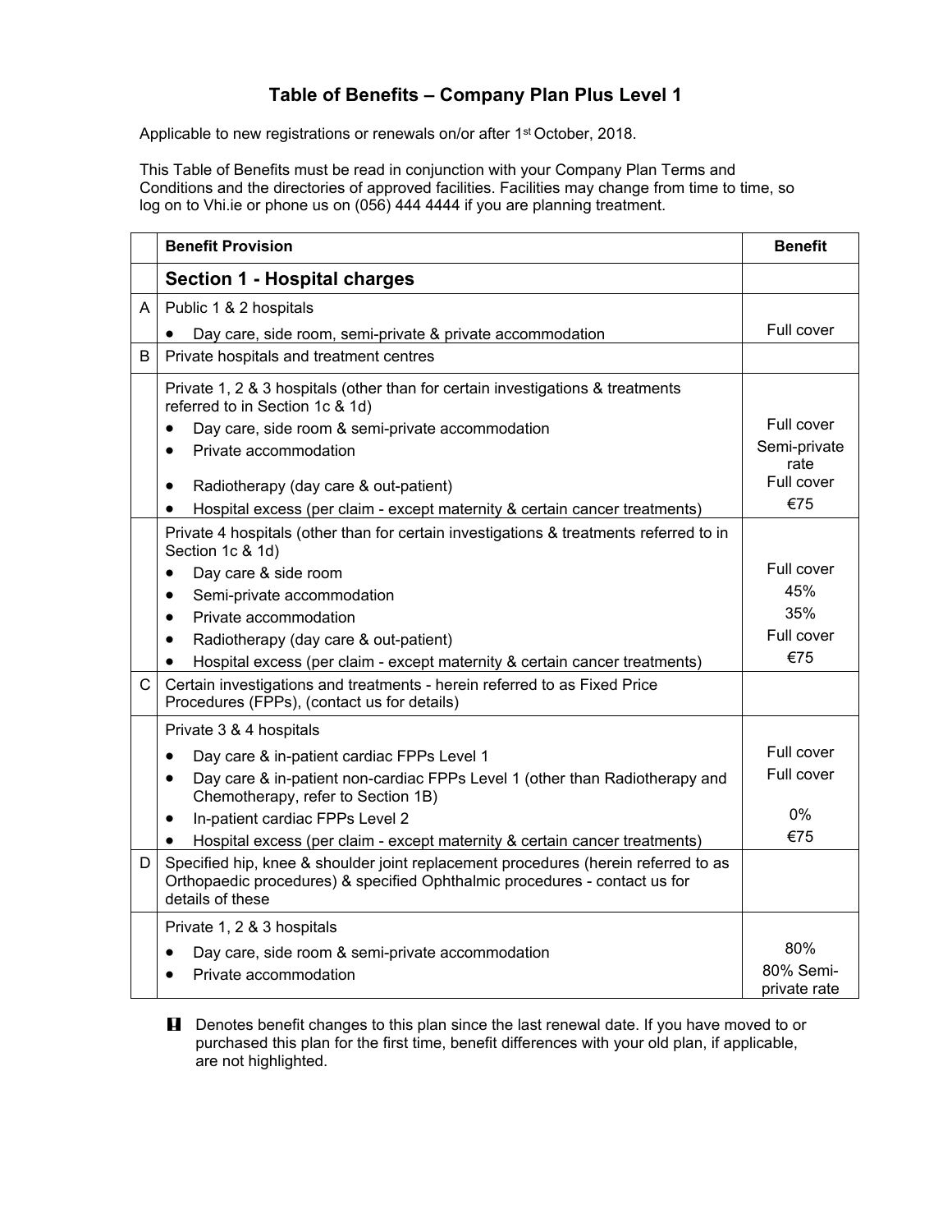# Table of Benefits – Company Plan Plus Level 1

Applicable to new registrations or renewals on/or after 1st October, 2018.

This Table of Benefits must be read in conjunction with your Company Plan Terms and Conditions and the directories of approved facilities. Facilities may change from time to time, so log on to Vhi.ie or phone us on (056) 444 4444 if you are planning treatment.

| | Benefit Provision | Benefit |
|---|---|---|
| | **Section 1 - Hospital charges** | |
| A | Public 1 & 2 hospitals | |
| | • Day care, side room, semi-private & private accommodation | Full cover |
| B | Private hospitals and treatment centres | |
| | Private 1, 2 & 3 hospitals (other than for certain investigations & treatments referred to in Section 1c & 1d) | |
| | • Day care, side room & semi-private accommodation | Full cover |
| | • Private accommodation | Semi-private rate |
| | • Radiotherapy (day care & out-patient) | Full cover |
| | • Hospital excess (per claim - except maternity & certain cancer treatments) | €75 |
| | Private 4 hospitals (other than for certain investigations & treatments referred to in Section 1c & 1d) | |
| | • Day care & side room | Full cover |
| | • Semi-private accommodation | 45% |
| | • Private accommodation | 35% |
| | • Radiotherapy (day care & out-patient) | Full cover |
| | • Hospital excess (per claim - except maternity & certain cancer treatments) | €75 |
| C | Certain investigations and treatments - herein referred to as Fixed Price Procedures (FPPs), (contact us for details) | |
| | Private 3 & 4 hospitals | |
| | • Day care & in-patient cardiac FPPs Level 1 | Full cover |
| | • Day care & in-patient non-cardiac FPPs Level 1 (other than Radiotherapy and Chemotherapy, refer to Section 1B) | Full cover |
| | • In-patient cardiac FPPs Level 2 | 0% |
| | • Hospital excess (per claim - except maternity & certain cancer treatments) | €75 |
| D | Specified hip, knee & shoulder joint replacement procedures (herein referred to as Orthopaedic procedures) & specified Ophthalmic procedures - contact us for details of these | |
| | Private 1, 2 & 3 hospitals | |
| | • Day care, side room & semi-private accommodation | 80% |
| | • Private accommodation | 80% Semi-private rate |

**!** Denotes benefit changes to this plan since the last renewal date. If you have moved to or purchased this plan for the first time, benefit differences with your old plan, if applicable, are not highlighted.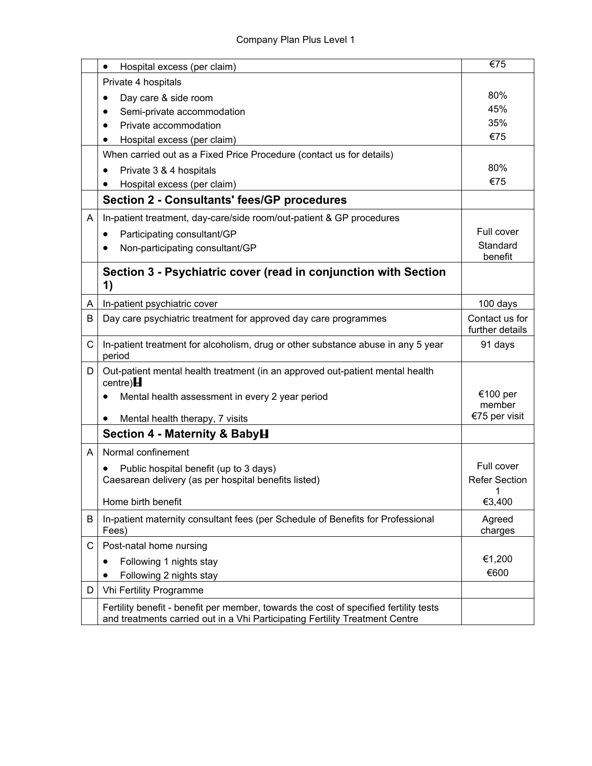| | | |
|---|---|---|
| | • Hospital excess (per claim) | €75 |
| | Private 4 hospitals<br>• Day care & side room<br>• Semi-private accommodation<br>• Private accommodation<br>• Hospital excess (per claim) | <br>80%<br>45%<br>35%<br>€75 |
| | When carried out as a Fixed Price Procedure (contact us for details)<br>• Private 3 & 4 hospitals<br>• Hospital excess (per claim) | <br>80%<br>€75 |
| | **Section 2 - Consultants' fees/GP procedures** | |
| A | In-patient treatment, day-care/side room/out-patient & GP procedures<br>• Participating consultant/GP<br>• Non-participating consultant/GP | <br>Full cover<br>Standard benefit |
| | **Section 3 - Psychiatric cover (read in conjunction with Section 1)** | |
| A | In-patient psychiatric cover | 100 days |
| B | Day care psychiatric treatment for approved day care programmes | Contact us for further details |
| C | In-patient treatment for alcoholism, drug or other substance abuse in any 5 year period | 91 days |
| D | Out-patient mental health treatment (in an approved out-patient mental health centre)<br>• Mental health assessment in every 2 year period<br>• Mental health therapy, 7 visits | <br>€100 per member<br>€75 per visit |
| | **Section 4 - Maternity & Baby** | |
| A | Normal confinement<br>• Public hospital benefit (up to 3 days)<br>Caesarean delivery (as per hospital benefits listed)<br>Home birth benefit | <br>Full cover<br>Refer Section 1<br>€3,400 |
| B | In-patient maternity consultant fees (per Schedule of Benefits for Professional Fees) | Agreed charges |
| C | Post-natal home nursing<br>• Following 1 nights stay<br>• Following 2 nights stay | <br>€1,200<br>€600 |
| D | Vhi Fertility Programme | |
| | Fertility benefit - benefit per member, towards the cost of specified fertility tests and treatments carried out in a Vhi Participating Fertility Treatment Centre | |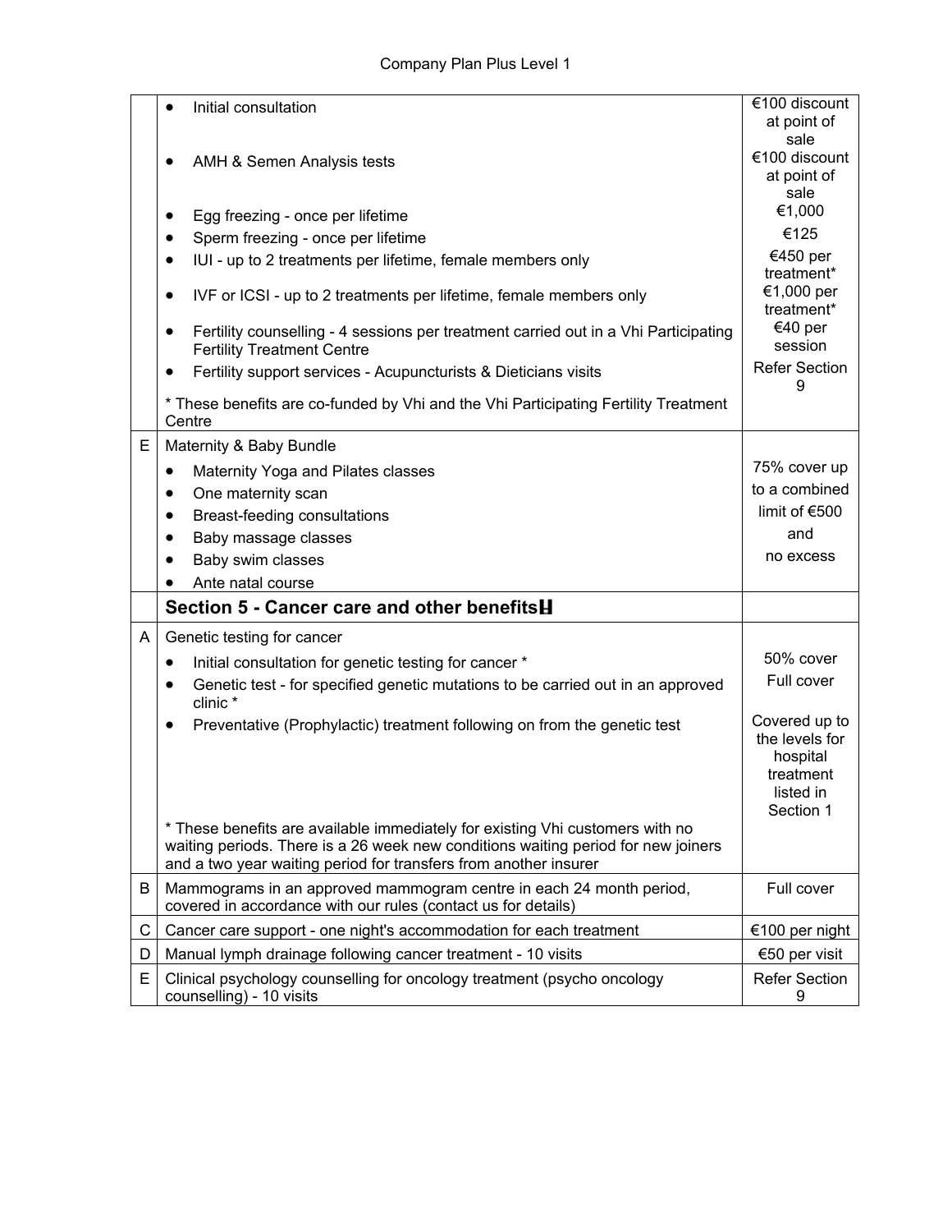| | | |
|---|---|---|
| | • Initial consultation<br>• AMH & Semen Analysis tests<br>• Egg freezing - once per lifetime<br>• Sperm freezing - once per lifetime<br>• IUI - up to 2 treatments per lifetime, female members only<br>• IVF or ICSI - up to 2 treatments per lifetime, female members only<br>• Fertility counselling - 4 sessions per treatment carried out in a Vhi Participating Fertility Treatment Centre<br>• Fertility support services - Acupuncturists & Dieticians visits<br>* These benefits are co-funded by Vhi and the Vhi Participating Fertility Treatment Centre | €100 discount at point of sale<br>€100 discount at point of sale<br>€1,000<br>€125<br>€450 per treatment*<br>€1,000 per treatment*<br>€40 per session<br>Refer Section 9 |
| E | Maternity & Baby Bundle<br>• Maternity Yoga and Pilates classes<br>• One maternity scan<br>• Breast-feeding consultations<br>• Baby massage classes<br>• Baby swim classes<br>• Ante natal course | 75% cover up to a combined limit of €500 and no excess |
| | **Section 5 - Cancer care and other benefits** | |
| A | Genetic testing for cancer<br>• Initial consultation for genetic testing for cancer *<br>• Genetic test - for specified genetic mutations to be carried out in an approved clinic *<br>• Preventative (Prophylactic) treatment following on from the genetic test<br>* These benefits are available immediately for existing Vhi customers with no waiting periods. There is a 26 week new conditions waiting period for new joiners and a two year waiting period for transfers from another insurer | 50% cover<br>Full cover<br>Covered up to the levels for hospital treatment listed in Section 1 |
| B | Mammograms in an approved mammogram centre in each 24 month period, covered in accordance with our rules (contact us for details) | Full cover |
| C | Cancer care support - one night's accommodation for each treatment | €100 per night |
| D | Manual lymph drainage following cancer treatment - 10 visits | €50 per visit |
| E | Clinical psychology counselling for oncology treatment (psycho oncology counselling) - 10 visits | Refer Section 9 |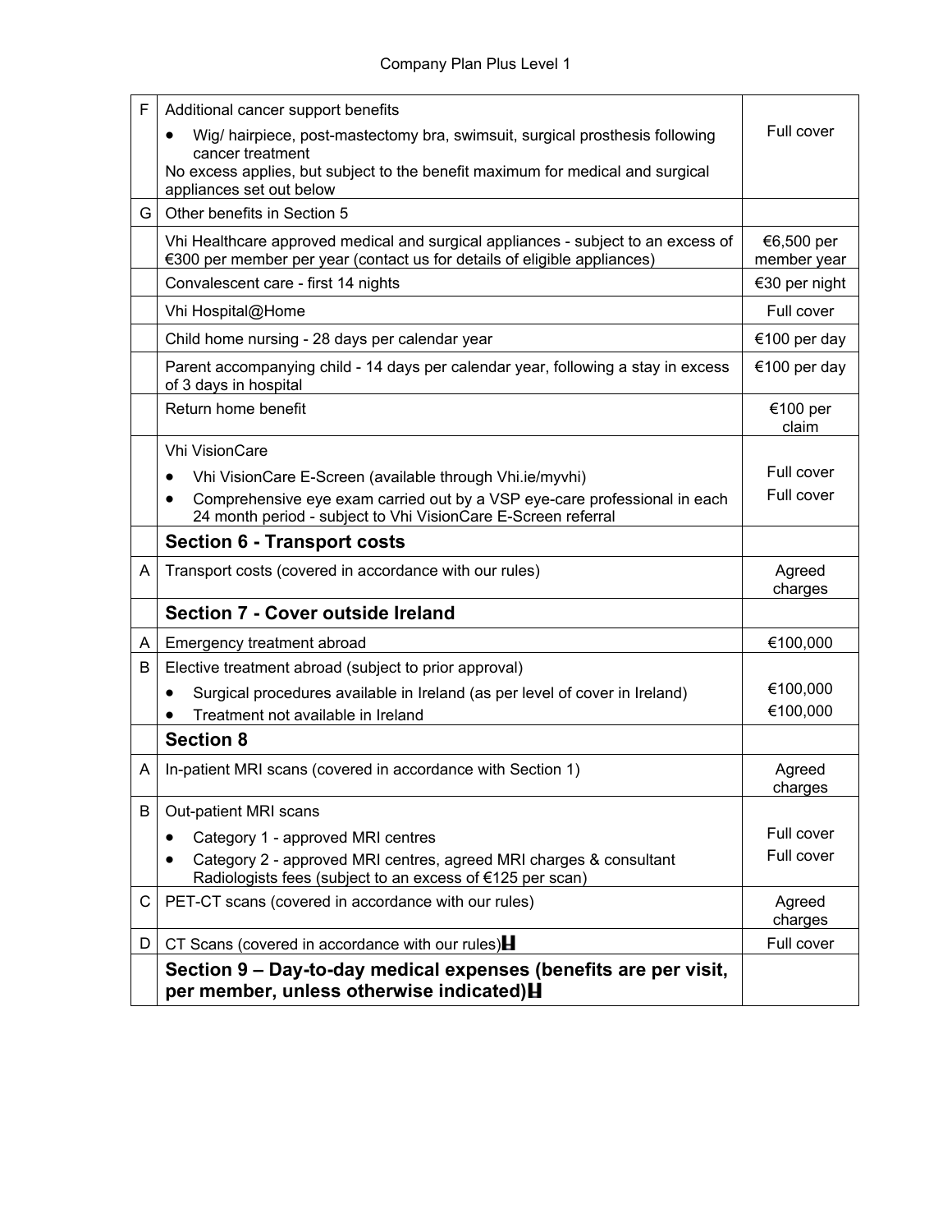| | | |
|---|---|---|
| F | Additional cancer support benefits<br>• Wig/ hairpiece, post-mastectomy bra, swimsuit, surgical prosthesis following cancer treatment<br>No excess applies, but subject to the benefit maximum for medical and surgical appliances set out below | Full cover |
| G | Other benefits in Section 5 | |
| | Vhi Healthcare approved medical and surgical appliances - subject to an excess of €300 per member per year (contact us for details of eligible appliances) | €6,500 per member year |
| | Convalescent care - first 14 nights | €30 per night |
| | Vhi Hospital@Home | Full cover |
| | Child home nursing - 28 days per calendar year | €100 per day |
| | Parent accompanying child - 14 days per calendar year, following a stay in excess of 3 days in hospital | €100 per day |
| | Return home benefit | €100 per claim |
| | Vhi VisionCare<br>• Vhi VisionCare E-Screen (available through Vhi.ie/myvhi)<br>• Comprehensive eye exam carried out by a VSP eye-care professional in each 24 month period - subject to Vhi VisionCare E-Screen referral | <br>Full cover<br>Full cover |
| | **Section 6 - Transport costs** | |
| A | Transport costs (covered in accordance with our rules) | Agreed charges |
| | **Section 7 - Cover outside Ireland** | |
| A | Emergency treatment abroad | €100,000 |
| B | Elective treatment abroad (subject to prior approval)<br>• Surgical procedures available in Ireland (as per level of cover in Ireland)<br>• Treatment not available in Ireland | <br>€100,000<br>€100,000 |
| | **Section 8** | |
| A | In-patient MRI scans (covered in accordance with Section 1) | Agreed charges |
| B | Out-patient MRI scans<br>• Category 1 - approved MRI centres<br>• Category 2 - approved MRI centres, agreed MRI charges & consultant Radiologists fees (subject to an excess of €125 per scan) | <br>Full cover<br>Full cover |
| C | PET-CT scans (covered in accordance with our rules) | Agreed charges |
| D | CT Scans (covered in accordance with our rules) | Full cover |
| | **Section 9 – Day-to-day medical expenses (benefits are per visit, per member, unless otherwise indicated)** | |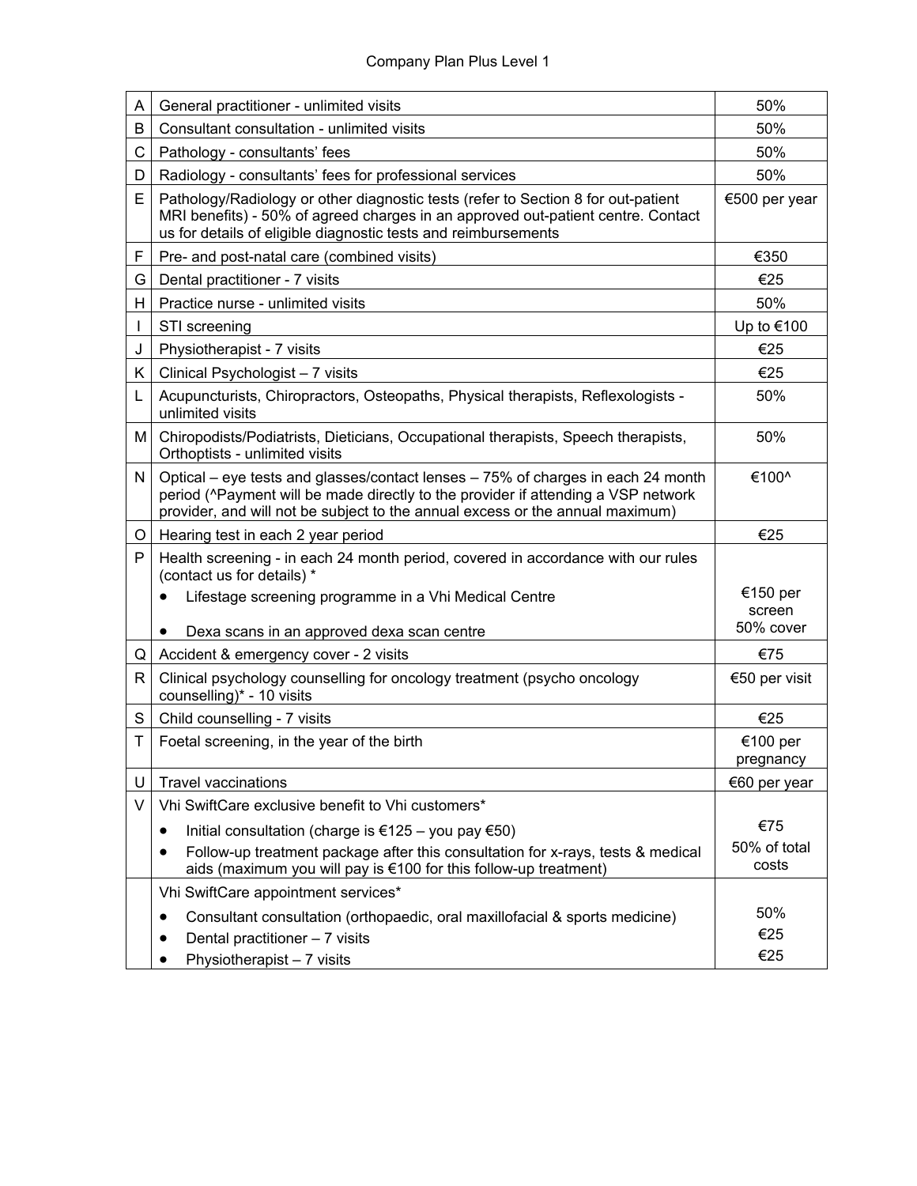# Company Plan Plus Level 1

| | | |
|---|---|---|
| A | General practitioner - unlimited visits | 50% |
| B | Consultant consultation - unlimited visits | 50% |
| C | Pathology - consultants' fees | 50% |
| D | Radiology - consultants' fees for professional services | 50% |
| E | Pathology/Radiology or other diagnostic tests (refer to Section 8 for out-patient MRI benefits) - 50% of agreed charges in an approved out-patient centre. Contact us for details of eligible diagnostic tests and reimbursements | €500 per year |
| F | Pre- and post-natal care (combined visits) | €350 |
| G | Dental practitioner - 7 visits | €25 |
| H | Practice nurse - unlimited visits | 50% |
| I | STI screening | Up to €100 |
| J | Physiotherapist - 7 visits | €25 |
| K | Clinical Psychologist – 7 visits | €25 |
| L | Acupuncturists, Chiropractors, Osteopaths, Physical therapists, Reflexologists - unlimited visits | 50% |
| M | Chiropodists/Podiatrists, Dieticians, Occupational therapists, Speech therapists, Orthoptists - unlimited visits | 50% |
| N | Optical – eye tests and glasses/contact lenses – 75% of charges in each 24 month period (^Payment will be made directly to the provider if attending a VSP network provider, and will not be subject to the annual excess or the annual maximum) | €100^ |
| O | Hearing test in each 2 year period | €25 |
| P | Health screening - in each 24 month period, covered in accordance with our rules (contact us for details) *<br>• Lifestage screening programme in a Vhi Medical Centre<br>• Dexa scans in an approved dexa scan centre | <br>€150 per screen<br>50% cover |
| Q | Accident & emergency cover - 2 visits | €75 |
| R | Clinical psychology counselling for oncology treatment (psycho oncology counselling)* - 10 visits | €50 per visit |
| S | Child counselling - 7 visits | €25 |
| T | Foetal screening, in the year of the birth | €100 per pregnancy |
| U | Travel vaccinations | €60 per year |
| V | Vhi SwiftCare exclusive benefit to Vhi customers*<br>• Initial consultation (charge is €125 – you pay €50)<br>• Follow-up treatment package after this consultation for x-rays, tests & medical aids (maximum you will pay is €100 for this follow-up treatment) | <br>€75<br>50% of total costs |
| | Vhi SwiftCare appointment services*<br>• Consultant consultation (orthopaedic, oral maxillofacial & sports medicine)<br>• Dental practitioner – 7 visits<br>• Physiotherapist – 7 visits | <br>50%<br>€25<br>€25 |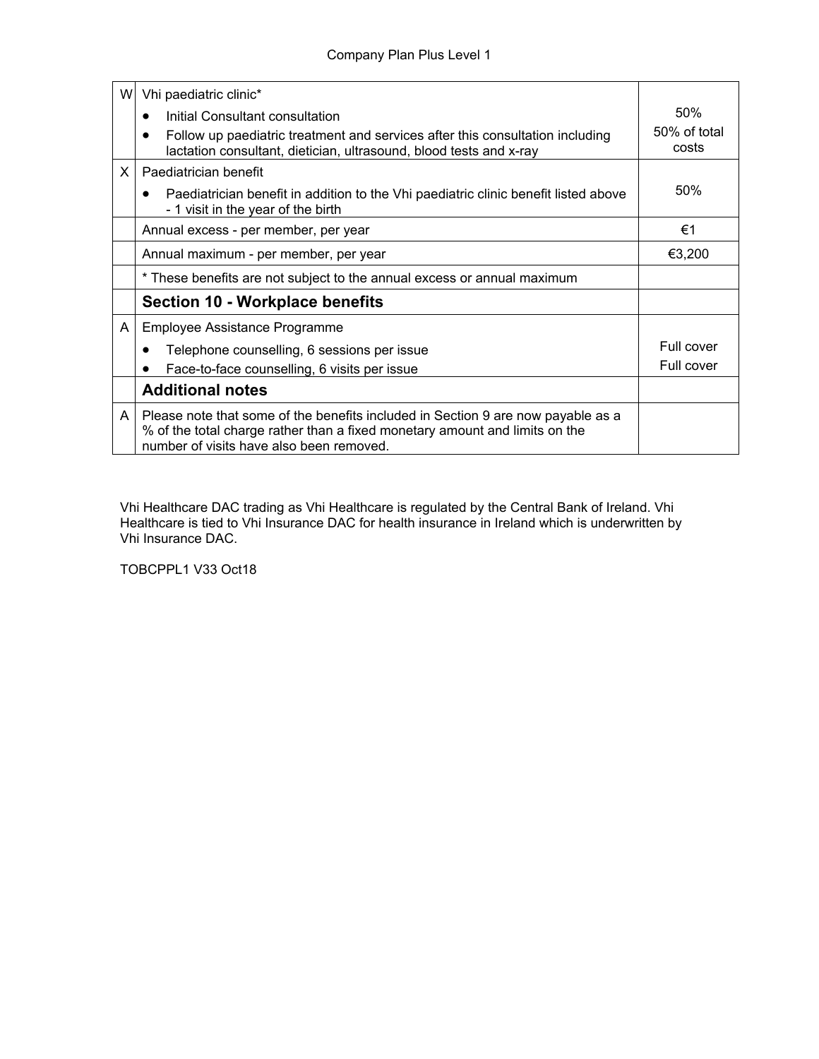| | | |
|---|---|---|
| W | Vhi paediatric clinic*<br>• Initial Consultant consultation<br>• Follow up paediatric treatment and services after this consultation including lactation consultant, dietician, ultrasound, blood tests and x-ray | 50%<br>50% of total costs |
| X | Paediatrician benefit<br>• Paediatrician benefit in addition to the Vhi paediatric clinic benefit listed above - 1 visit in the year of the birth | 50% |
| | Annual excess - per member, per year | €1 |
| | Annual maximum - per member, per year | €3,200 |
| | * These benefits are not subject to the annual excess or annual maximum | |
| | **Section 10 - Workplace benefits** | |
| A | Employee Assistance Programme<br>• Telephone counselling, 6 sessions per issue<br>• Face-to-face counselling, 6 visits per issue | Full cover<br>Full cover |
| | **Additional notes** | |
| A | Please note that some of the benefits included in Section 9 are now payable as a % of the total charge rather than a fixed monetary amount and limits on the number of visits have also been removed. | |

Vhi Healthcare DAC trading as Vhi Healthcare is regulated by the Central Bank of Ireland. Vhi Healthcare is tied to Vhi Insurance DAC for health insurance in Ireland which is underwritten by Vhi Insurance DAC.

TOBCPPL1 V33 Oct18